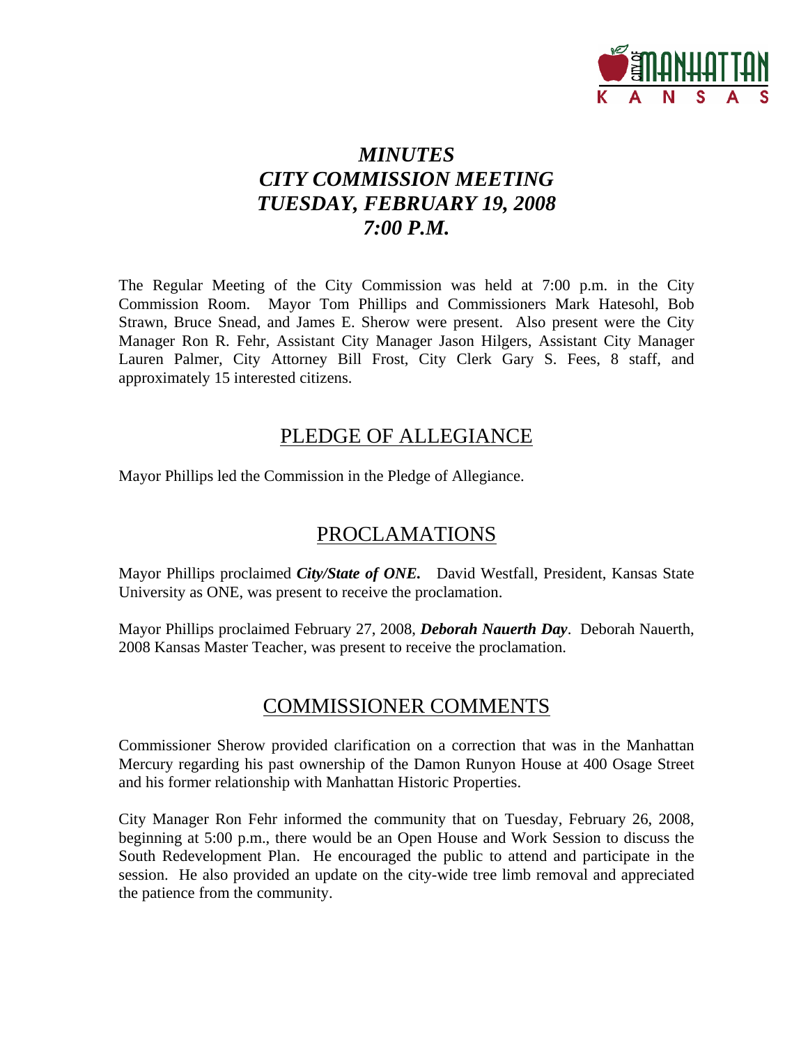# *MINUTES*
# *CITY COMMISSION MEETING*
# *TUESDAY, FEBRUARY 19, 2008*
# *7:00 P.M.*

The Regular Meeting of the City Commission was held at 7:00 p.m. in the City Commission Room. Mayor Tom Phillips and Commissioners Mark Hatesohl, Bob Strawn, Bruce Snead, and James E. Sherow were present. Also present were the City Manager Ron R. Fehr, Assistant City Manager Jason Hilgers, Assistant City Manager Lauren Palmer, City Attorney Bill Frost, City Clerk Gary S. Fees, 8 staff, and approximately 15 interested citizens.

## PLEDGE OF ALLEGIANCE

Mayor Phillips led the Commission in the Pledge of Allegiance.

## PROCLAMATIONS

Mayor Phillips proclaimed ***City/State of ONE.*** David Westfall, President, Kansas State University as ONE, was present to receive the proclamation.

Mayor Phillips proclaimed February 27, 2008, ***Deborah Nauerth Day***. Deborah Nauerth, 2008 Kansas Master Teacher, was present to receive the proclamation.

## COMMISSIONER COMMENTS

Commissioner Sherow provided clarification on a correction that was in the Manhattan Mercury regarding his past ownership of the Damon Runyon House at 400 Osage Street and his former relationship with Manhattan Historic Properties.

City Manager Ron Fehr informed the community that on Tuesday, February 26, 2008, beginning at 5:00 p.m., there would be an Open House and Work Session to discuss the South Redevelopment Plan. He encouraged the public to attend and participate in the session. He also provided an update on the city-wide tree limb removal and appreciated the patience from the community.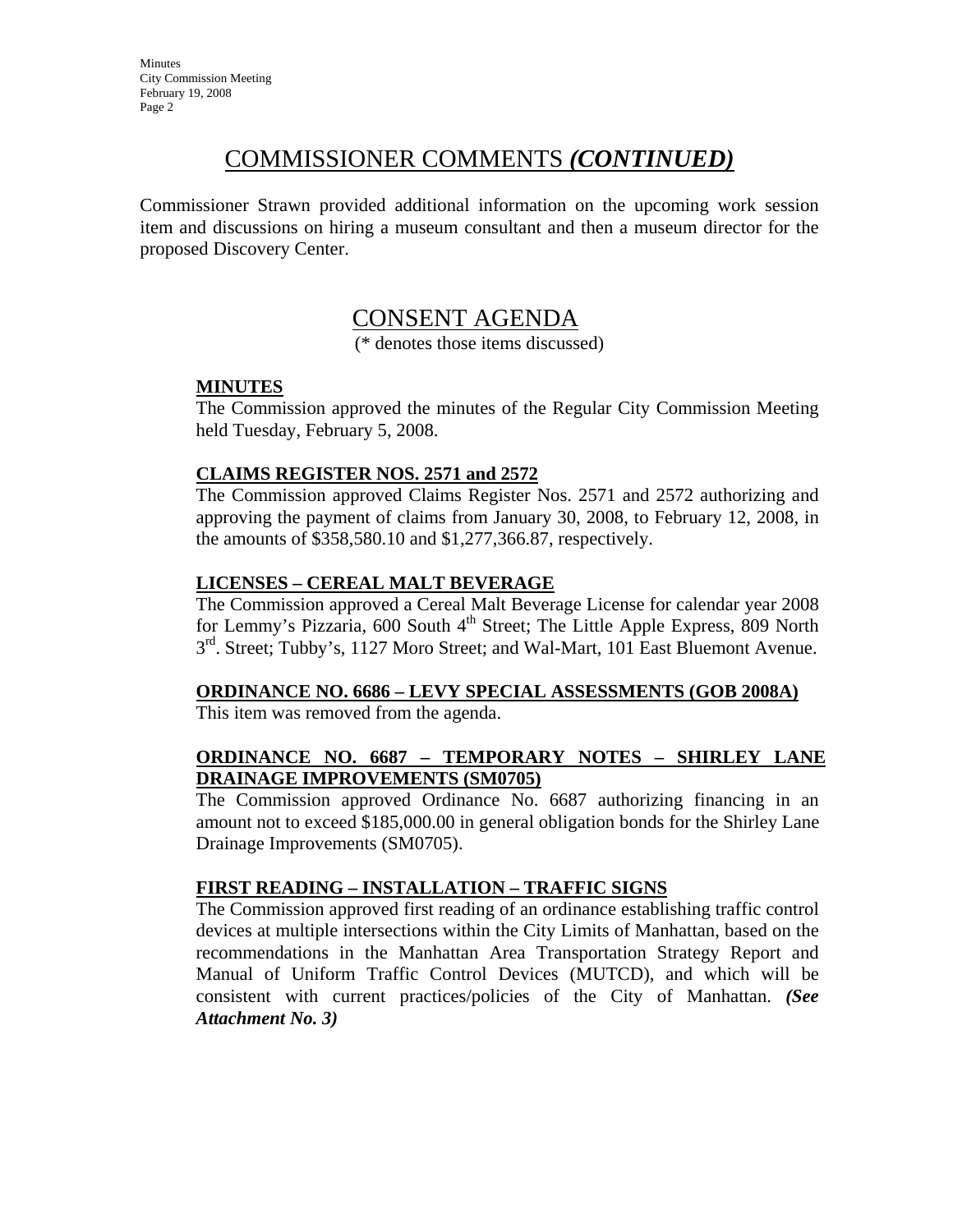## COMMISSIONER COMMENTS *(CONTINUED)*

Commissioner Strawn provided additional information on the upcoming work session item and discussions on hiring a museum consultant and then a museum director for the proposed Discovery Center.

## CONSENT AGENDA

(* denotes those items discussed)

**MINUTES**

The Commission approved the minutes of the Regular City Commission Meeting held Tuesday, February 5, 2008.

**CLAIMS REGISTER NOS. 2571 and 2572**

The Commission approved Claims Register Nos. 2571 and 2572 authorizing and approving the payment of claims from January 30, 2008, to February 12, 2008, in the amounts of $358,580.10 and $1,277,366.87, respectively.

**LICENSES – CEREAL MALT BEVERAGE**

The Commission approved a Cereal Malt Beverage License for calendar year 2008 for Lemmy's Pizzaria, 600 South 4th Street; The Little Apple Express, 809 North 3rd. Street; Tubby's, 1127 Moro Street; and Wal-Mart, 101 East Bluemont Avenue.

**ORDINANCE NO. 6686 – LEVY SPECIAL ASSESSMENTS (GOB 2008A)**

This item was removed from the agenda.

**ORDINANCE NO. 6687 – TEMPORARY NOTES – SHIRLEY LANE DRAINAGE IMPROVEMENTS (SM0705)**

The Commission approved Ordinance No. 6687 authorizing financing in an amount not to exceed $185,000.00 in general obligation bonds for the Shirley Lane Drainage Improvements (SM0705).

**FIRST READING – INSTALLATION – TRAFFIC SIGNS**

The Commission approved first reading of an ordinance establishing traffic control devices at multiple intersections within the City Limits of Manhattan, based on the recommendations in the Manhattan Area Transportation Strategy Report and Manual of Uniform Traffic Control Devices (MUTCD), and which will be consistent with current practices/policies of the City of Manhattan. ***(See Attachment No. 3)***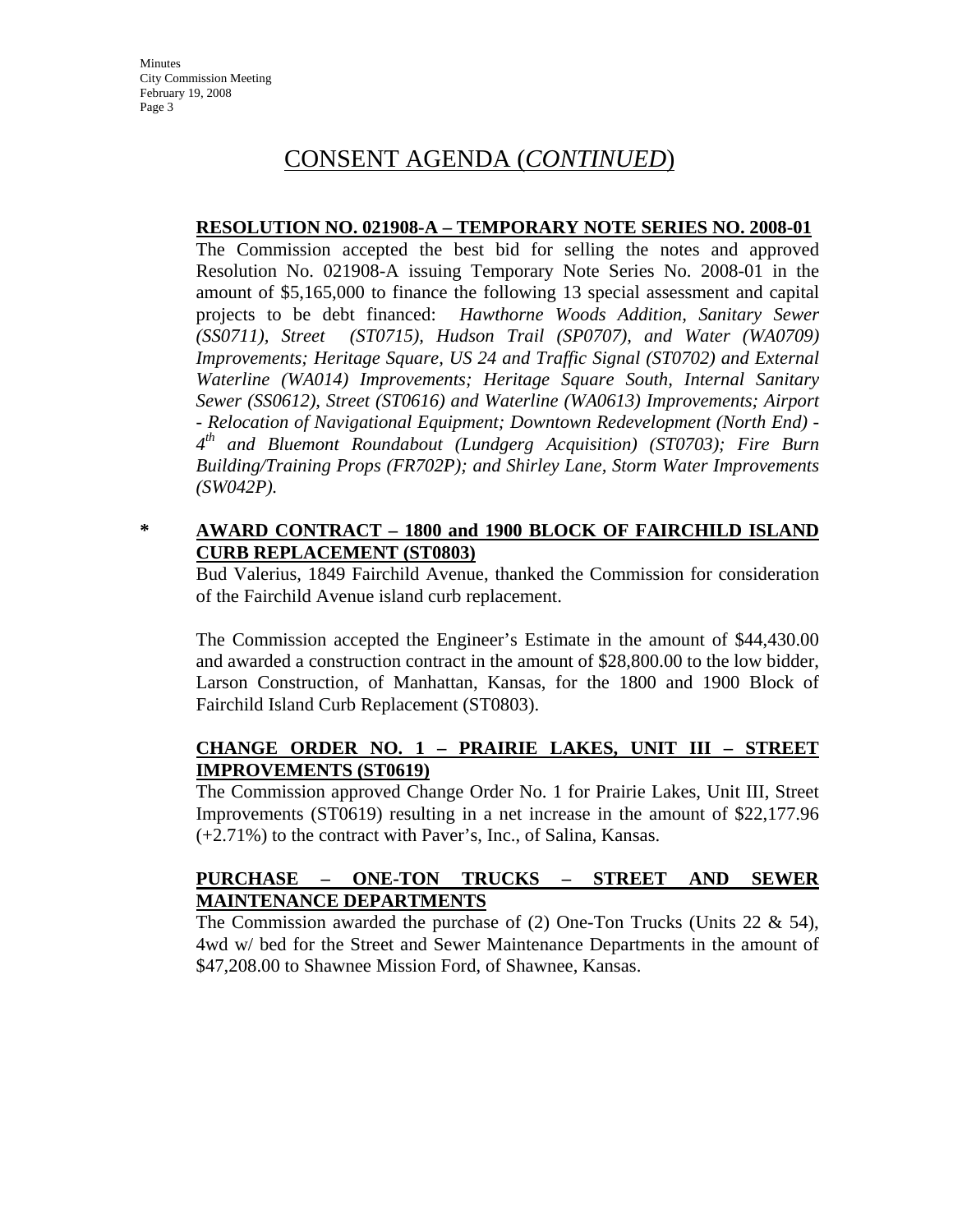# CONSENT AGENDA (*CONTINUED*)

**RESOLUTION NO. 021908-A – TEMPORARY NOTE SERIES NO. 2008-01**

The Commission accepted the best bid for selling the notes and approved Resolution No. 021908-A issuing Temporary Note Series No. 2008-01 in the amount of $5,165,000 to finance the following 13 special assessment and capital projects to be debt financed: *Hawthorne Woods Addition, Sanitary Sewer (SS0711), Street (ST0715), Hudson Trail (SP0707), and Water (WA0709) Improvements; Heritage Square, US 24 and Traffic Signal (ST0702) and External Waterline (WA014) Improvements; Heritage Square South, Internal Sanitary Sewer (SS0612), Street (ST0616) and Waterline (WA0613) Improvements; Airport - Relocation of Navigational Equipment; Downtown Redevelopment (North End) - 4th and Bluemont Roundabout (Lundgerg Acquisition) (ST0703); Fire Burn Building/Training Props (FR702P); and Shirley Lane, Storm Water Improvements (SW042P).*

\* **AWARD CONTRACT – 1800 and 1900 BLOCK OF FAIRCHILD ISLAND CURB REPLACEMENT (ST0803)**

Bud Valerius, 1849 Fairchild Avenue, thanked the Commission for consideration of the Fairchild Avenue island curb replacement.

The Commission accepted the Engineer's Estimate in the amount of $44,430.00 and awarded a construction contract in the amount of $28,800.00 to the low bidder, Larson Construction, of Manhattan, Kansas, for the 1800 and 1900 Block of Fairchild Island Curb Replacement (ST0803).

**CHANGE ORDER NO. 1 – PRAIRIE LAKES, UNIT III – STREET IMPROVEMENTS (ST0619)**

The Commission approved Change Order No. 1 for Prairie Lakes, Unit III, Street Improvements (ST0619) resulting in a net increase in the amount of $22,177.96 (+2.71%) to the contract with Paver's, Inc., of Salina, Kansas.

**PURCHASE – ONE-TON TRUCKS – STREET AND SEWER MAINTENANCE DEPARTMENTS**

The Commission awarded the purchase of (2) One-Ton Trucks (Units 22 & 54), 4wd w/ bed for the Street and Sewer Maintenance Departments in the amount of $47,208.00 to Shawnee Mission Ford, of Shawnee, Kansas.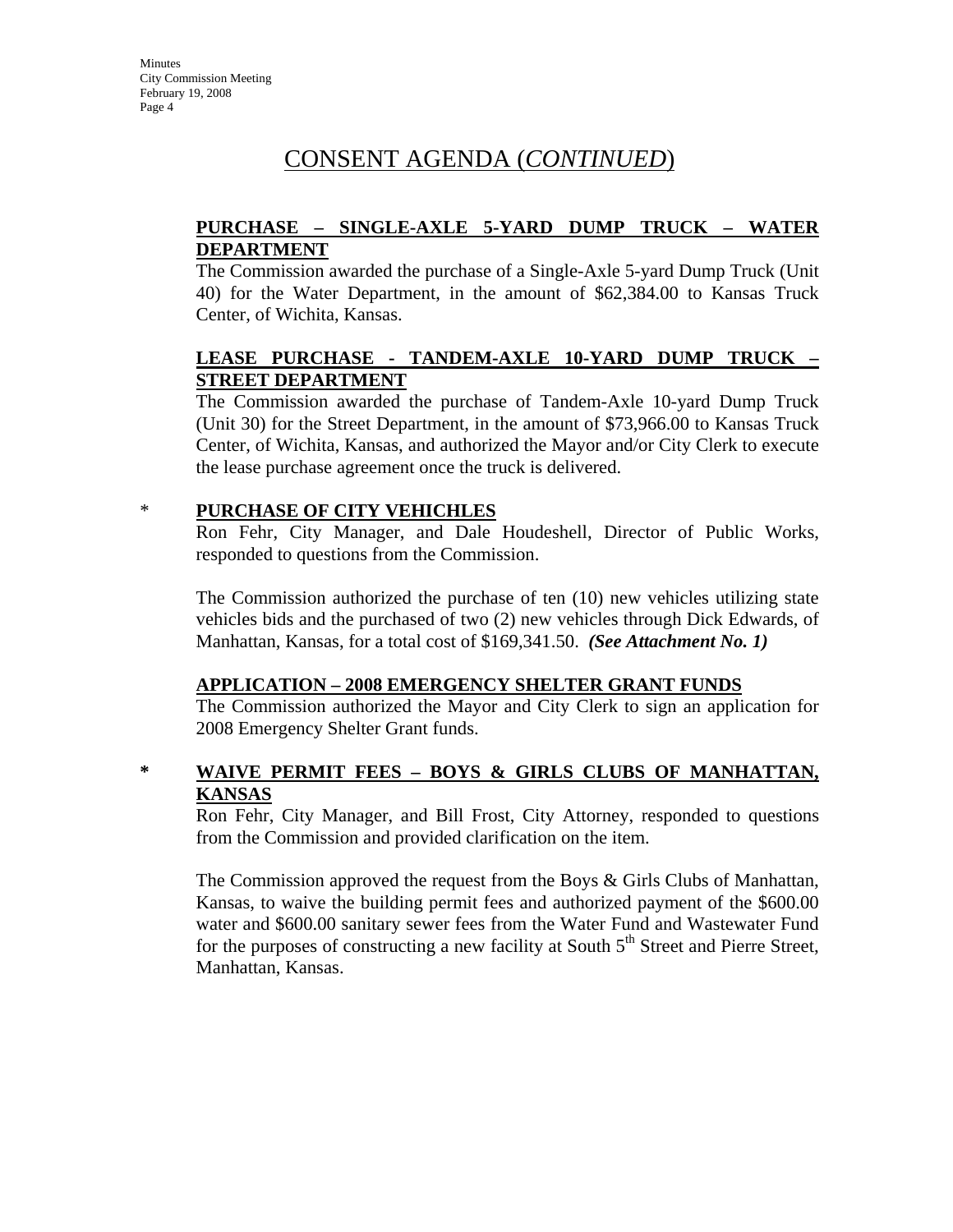# CONSENT AGENDA (*CONTINUED*)

**PURCHASE – SINGLE-AXLE 5-YARD DUMP TRUCK – WATER DEPARTMENT**

The Commission awarded the purchase of a Single-Axle 5-yard Dump Truck (Unit 40) for the Water Department, in the amount of $62,384.00 to Kansas Truck Center, of Wichita, Kansas.

**LEASE PURCHASE - TANDEM-AXLE 10-YARD DUMP TRUCK – STREET DEPARTMENT**

The Commission awarded the purchase of Tandem-Axle 10-yard Dump Truck (Unit 30) for the Street Department, in the amount of $73,966.00 to Kansas Truck Center, of Wichita, Kansas, and authorized the Mayor and/or City Clerk to execute the lease purchase agreement once the truck is delivered.

\* **PURCHASE OF CITY VEHICHLES**

Ron Fehr, City Manager, and Dale Houdeshell, Director of Public Works, responded to questions from the Commission.

The Commission authorized the purchase of ten (10) new vehicles utilizing state vehicles bids and the purchased of two (2) new vehicles through Dick Edwards, of Manhattan, Kansas, for a total cost of $169,341.50. ***(See Attachment No. 1)***

**APPLICATION – 2008 EMERGENCY SHELTER GRANT FUNDS**

The Commission authorized the Mayor and City Clerk to sign an application for 2008 Emergency Shelter Grant funds.

**\* WAIVE PERMIT FEES – BOYS & GIRLS CLUBS OF MANHATTAN, KANSAS**

Ron Fehr, City Manager, and Bill Frost, City Attorney, responded to questions from the Commission and provided clarification on the item.

The Commission approved the request from the Boys & Girls Clubs of Manhattan, Kansas, to waive the building permit fees and authorized payment of the $600.00 water and $600.00 sanitary sewer fees from the Water Fund and Wastewater Fund for the purposes of constructing a new facility at South 5th Street and Pierre Street, Manhattan, Kansas.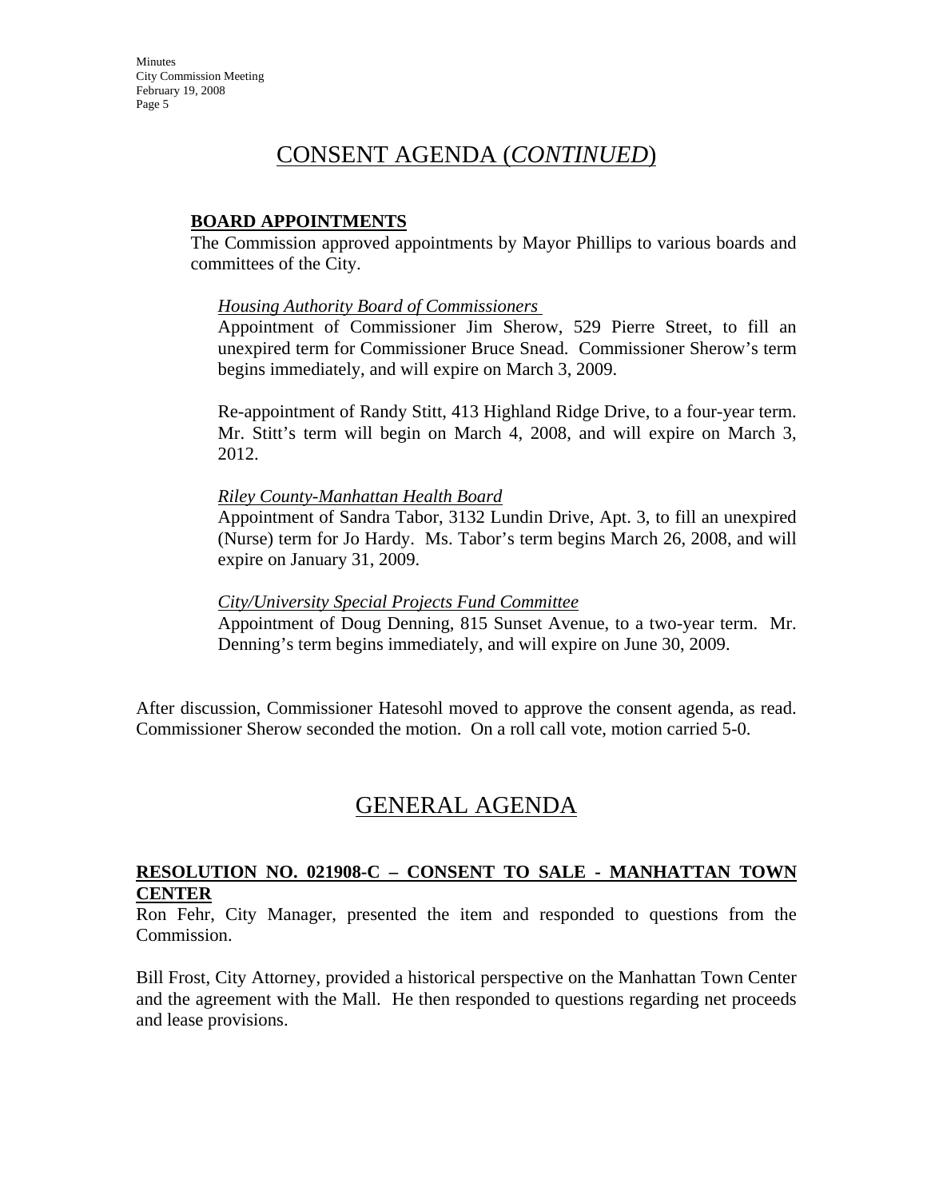# CONSENT AGENDA (*CONTINUED*)

**BOARD APPOINTMENTS**

The Commission approved appointments by Mayor Phillips to various boards and committees of the City.

*Housing Authority Board of Commissioners*

Appointment of Commissioner Jim Sherow, 529 Pierre Street, to fill an unexpired term for Commissioner Bruce Snead. Commissioner Sherow's term begins immediately, and will expire on March 3, 2009.

Re-appointment of Randy Stitt, 413 Highland Ridge Drive, to a four-year term. Mr. Stitt's term will begin on March 4, 2008, and will expire on March 3, 2012.

*Riley County-Manhattan Health Board*

Appointment of Sandra Tabor, 3132 Lundin Drive, Apt. 3, to fill an unexpired (Nurse) term for Jo Hardy. Ms. Tabor's term begins March 26, 2008, and will expire on January 31, 2009.

*City/University Special Projects Fund Committee*

Appointment of Doug Denning, 815 Sunset Avenue, to a two-year term. Mr. Denning's term begins immediately, and will expire on June 30, 2009.

After discussion, Commissioner Hatesohl moved to approve the consent agenda, as read. Commissioner Sherow seconded the motion. On a roll call vote, motion carried 5-0.

# GENERAL AGENDA

**RESOLUTION NO. 021908-C – CONSENT TO SALE - MANHATTAN TOWN CENTER**

Ron Fehr, City Manager, presented the item and responded to questions from the Commission.

Bill Frost, City Attorney, provided a historical perspective on the Manhattan Town Center and the agreement with the Mall. He then responded to questions regarding net proceeds and lease provisions.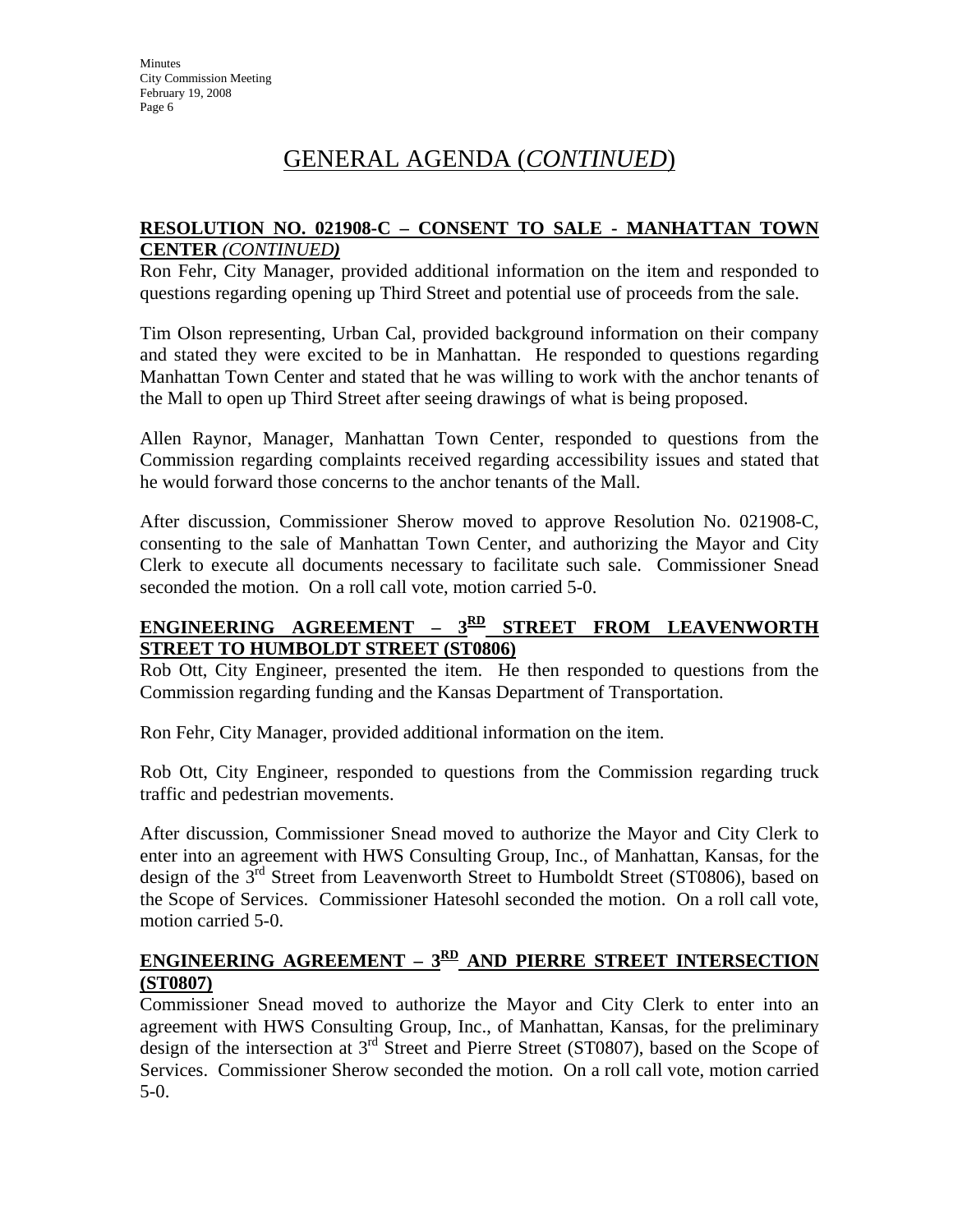# GENERAL AGENDA (*CONTINUED*)

**RESOLUTION NO. 021908-C – CONSENT TO SALE - MANHATTAN TOWN CENTER** ***(CONTINUED)***

Ron Fehr, City Manager, provided additional information on the item and responded to questions regarding opening up Third Street and potential use of proceeds from the sale.

Tim Olson representing, Urban Cal, provided background information on their company and stated they were excited to be in Manhattan. He responded to questions regarding Manhattan Town Center and stated that he was willing to work with the anchor tenants of the Mall to open up Third Street after seeing drawings of what is being proposed.

Allen Raynor, Manager, Manhattan Town Center, responded to questions from the Commission regarding complaints received regarding accessibility issues and stated that he would forward those concerns to the anchor tenants of the Mall.

After discussion, Commissioner Sherow moved to approve Resolution No. 021908-C, consenting to the sale of Manhattan Town Center, and authorizing the Mayor and City Clerk to execute all documents necessary to facilitate such sale. Commissioner Snead seconded the motion. On a roll call vote, motion carried 5-0.

**ENGINEERING AGREEMENT – 3RD STREET FROM LEAVENWORTH STREET TO HUMBOLDT STREET (ST0806)**

Rob Ott, City Engineer, presented the item. He then responded to questions from the Commission regarding funding and the Kansas Department of Transportation.

Ron Fehr, City Manager, provided additional information on the item.

Rob Ott, City Engineer, responded to questions from the Commission regarding truck traffic and pedestrian movements.

After discussion, Commissioner Snead moved to authorize the Mayor and City Clerk to enter into an agreement with HWS Consulting Group, Inc., of Manhattan, Kansas, for the design of the 3rd Street from Leavenworth Street to Humboldt Street (ST0806), based on the Scope of Services. Commissioner Hatesohl seconded the motion. On a roll call vote, motion carried 5-0.

**ENGINEERING AGREEMENT – 3RD AND PIERRE STREET INTERSECTION (ST0807)**

Commissioner Snead moved to authorize the Mayor and City Clerk to enter into an agreement with HWS Consulting Group, Inc., of Manhattan, Kansas, for the preliminary design of the intersection at 3rd Street and Pierre Street (ST0807), based on the Scope of Services. Commissioner Sherow seconded the motion. On a roll call vote, motion carried 5-0.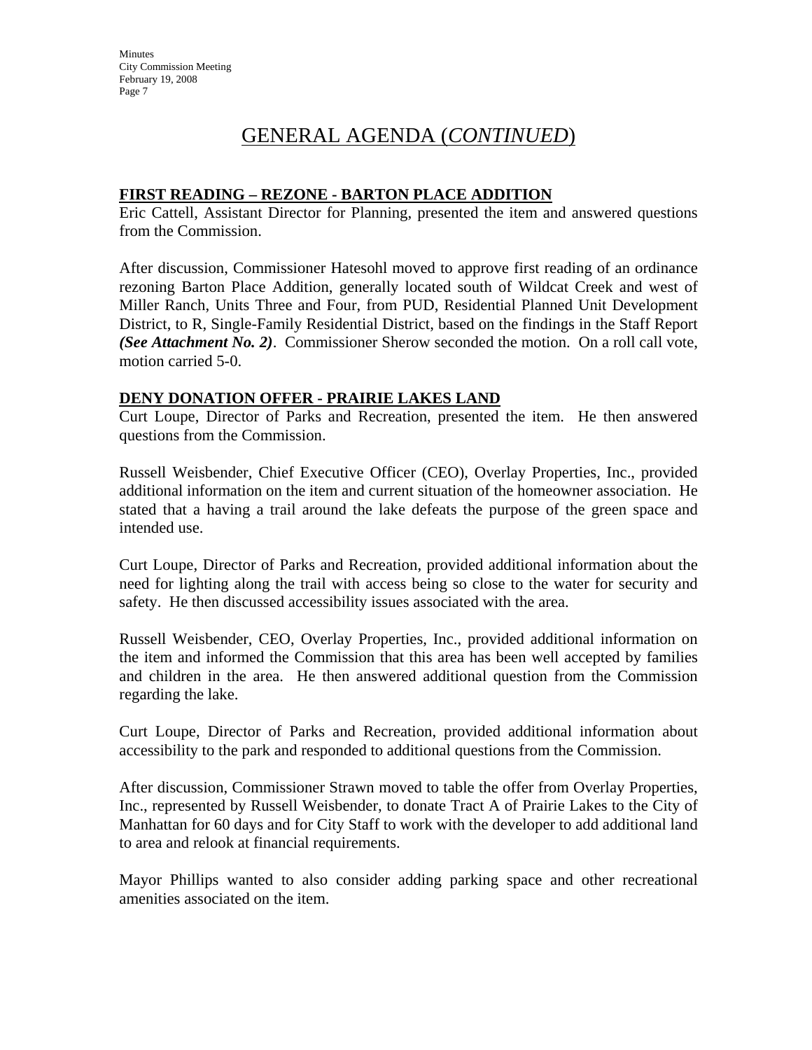# GENERAL AGENDA (*CONTINUED*)

**FIRST READING – REZONE - BARTON PLACE ADDITION**

Eric Cattell, Assistant Director for Planning, presented the item and answered questions from the Commission.

After discussion, Commissioner Hatesohl moved to approve first reading of an ordinance rezoning Barton Place Addition, generally located south of Wildcat Creek and west of Miller Ranch, Units Three and Four, from PUD, Residential Planned Unit Development District, to R, Single-Family Residential District, based on the findings in the Staff Report ***(See Attachment No. 2)***. Commissioner Sherow seconded the motion. On a roll call vote, motion carried 5-0.

**DENY DONATION OFFER - PRAIRIE LAKES LAND**

Curt Loupe, Director of Parks and Recreation, presented the item. He then answered questions from the Commission.

Russell Weisbender, Chief Executive Officer (CEO), Overlay Properties, Inc., provided additional information on the item and current situation of the homeowner association. He stated that a having a trail around the lake defeats the purpose of the green space and intended use.

Curt Loupe, Director of Parks and Recreation, provided additional information about the need for lighting along the trail with access being so close to the water for security and safety. He then discussed accessibility issues associated with the area.

Russell Weisbender, CEO, Overlay Properties, Inc., provided additional information on the item and informed the Commission that this area has been well accepted by families and children in the area. He then answered additional question from the Commission regarding the lake.

Curt Loupe, Director of Parks and Recreation, provided additional information about accessibility to the park and responded to additional questions from the Commission.

After discussion, Commissioner Strawn moved to table the offer from Overlay Properties, Inc., represented by Russell Weisbender, to donate Tract A of Prairie Lakes to the City of Manhattan for 60 days and for City Staff to work with the developer to add additional land to area and relook at financial requirements.

Mayor Phillips wanted to also consider adding parking space and other recreational amenities associated on the item.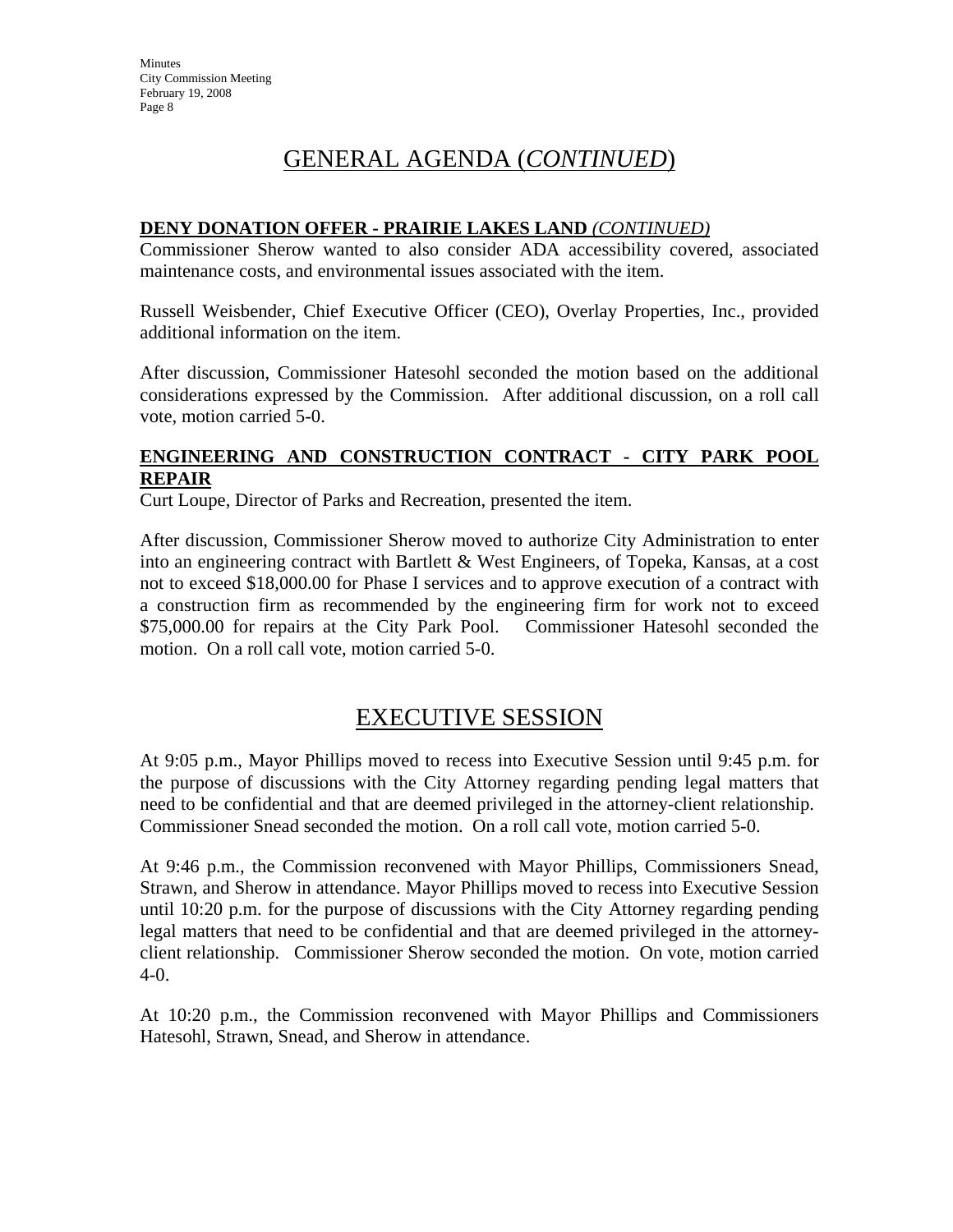# GENERAL AGENDA (*CONTINUED*)

**DENY DONATION OFFER - PRAIRIE LAKES LAND** ***(CONTINUED)***

Commissioner Sherow wanted to also consider ADA accessibility covered, associated maintenance costs, and environmental issues associated with the item.

Russell Weisbender, Chief Executive Officer (CEO), Overlay Properties, Inc., provided additional information on the item.

After discussion, Commissioner Hatesohl seconded the motion based on the additional considerations expressed by the Commission. After additional discussion, on a roll call vote, motion carried 5-0.

**ENGINEERING AND CONSTRUCTION CONTRACT - CITY PARK POOL REPAIR**

Curt Loupe, Director of Parks and Recreation, presented the item.

After discussion, Commissioner Sherow moved to authorize City Administration to enter into an engineering contract with Bartlett & West Engineers, of Topeka, Kansas, at a cost not to exceed $18,000.00 for Phase I services and to approve execution of a contract with a construction firm as recommended by the engineering firm for work not to exceed $75,000.00 for repairs at the City Park Pool. Commissioner Hatesohl seconded the motion. On a roll call vote, motion carried 5-0.

# EXECUTIVE SESSION

At 9:05 p.m., Mayor Phillips moved to recess into Executive Session until 9:45 p.m. for the purpose of discussions with the City Attorney regarding pending legal matters that need to be confidential and that are deemed privileged in the attorney-client relationship. Commissioner Snead seconded the motion. On a roll call vote, motion carried 5-0.

At 9:46 p.m., the Commission reconvened with Mayor Phillips, Commissioners Snead, Strawn, and Sherow in attendance. Mayor Phillips moved to recess into Executive Session until 10:20 p.m. for the purpose of discussions with the City Attorney regarding pending legal matters that need to be confidential and that are deemed privileged in the attorney-client relationship. Commissioner Sherow seconded the motion. On vote, motion carried 4-0.

At 10:20 p.m., the Commission reconvened with Mayor Phillips and Commissioners Hatesohl, Strawn, Snead, and Sherow in attendance.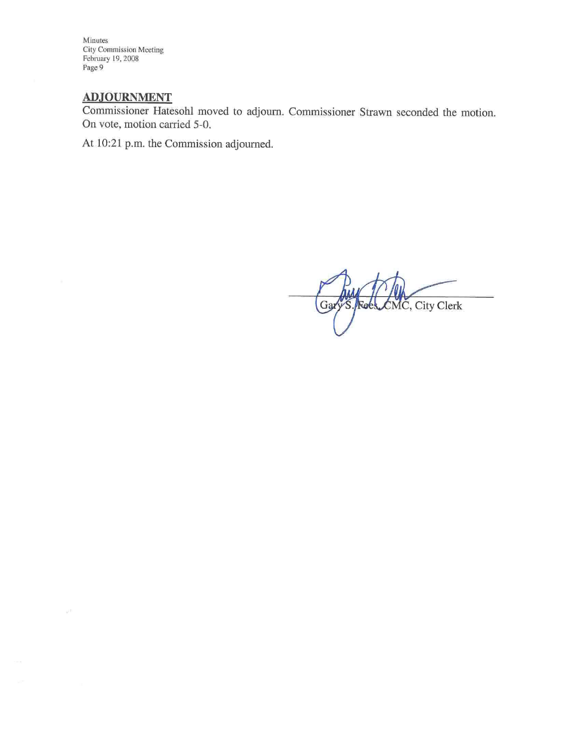## ADJOURNMENT

Commissioner Hatesohl moved to adjourn. Commissioner Strawn seconded the motion. On vote, motion carried 5-0.

At 10:21 p.m. the Commission adjourned.

Gary S. Fees, CMC, City Clerk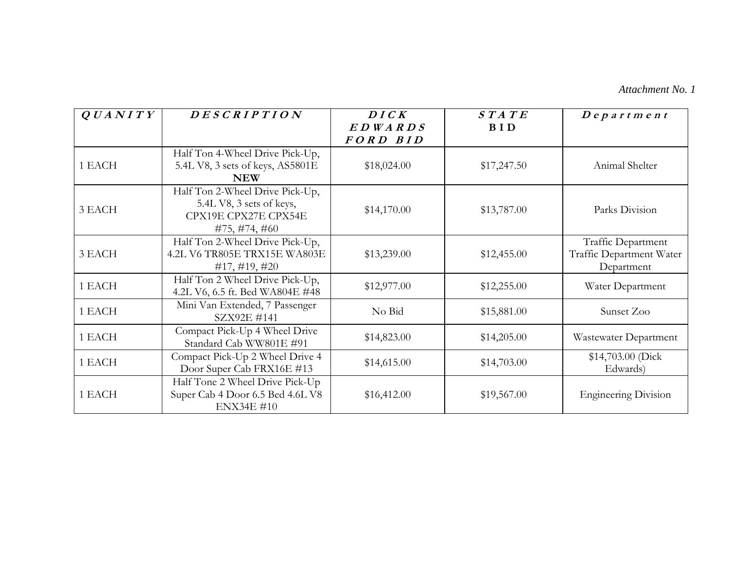*Attachment No. 1*

| ***QUANITY*** | ***DESCRIPTION*** | ***DICK EDWARDS FORD BID*** | ***STATE* BID** | ***Department*** |
|---|---|---|---|---|
| 1 EACH | Half Ton 4-Wheel Drive Pick-Up, 5.4L V8, 3 sets of keys, AS5801E **NEW** | $18,024.00 | $17,247.50 | Animal Shelter |
| 3 EACH | Half Ton 2-Wheel Drive Pick-Up, 5.4L V8, 3 sets of keys, CPX19E CPX27E CPX54E #75, #74, #60 | $14,170.00 | $13,787.00 | Parks Division |
| 3 EACH | Half Ton 2-Wheel Drive Pick-Up, 4.2L V6 TR805E TRX15E WA803E #17, #19, #20 | $13,239.00 | $12,455.00 | Traffic Department Traffic Department Water Department |
| 1 EACH | Half Ton 2 Wheel Drive Pick-Up, 4.2L V6, 6.5 ft. Bed WA804E #48 | $12,977.00 | $12,255.00 | Water Department |
| 1 EACH | Mini Van Extended, 7 Passenger SZX92E #141 | No Bid | $15,881.00 | Sunset Zoo |
| 1 EACH | Compact Pick-Up 4 Wheel Drive Standard Cab WW801E #91 | $14,823.00 | $14,205.00 | Wastewater Department |
| 1 EACH | Compact Pick-Up 2 Wheel Drive 4 Door Super Cab FRX16E #13 | $14,615.00 | $14,703.00 | $14,703.00 (Dick Edwards) |
| 1 EACH | Half Tone 2 Wheel Drive Pick-Up Super Cab 4 Door 6.5 Bed 4.6L V8 ENX34E #10 | $16,412.00 | $19,567.00 | Engineering Division |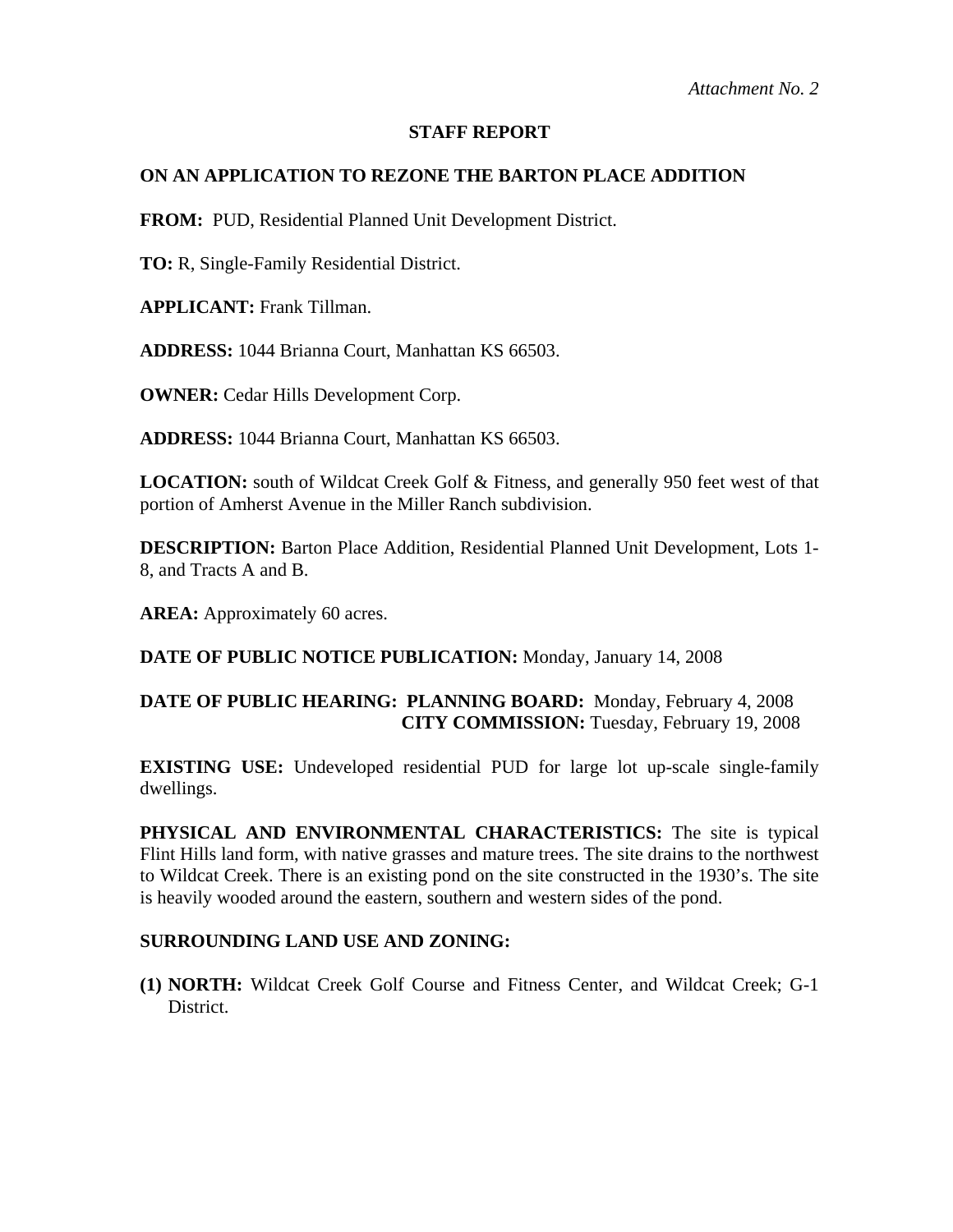*Attachment No. 2*

**STAFF REPORT**

**ON AN APPLICATION TO REZONE THE BARTON PLACE ADDITION**

**FROM:** PUD, Residential Planned Unit Development District.

**TO:** R, Single-Family Residential District.

**APPLICANT:** Frank Tillman.

**ADDRESS:** 1044 Brianna Court, Manhattan KS 66503.

**OWNER:** Cedar Hills Development Corp.

**ADDRESS:** 1044 Brianna Court, Manhattan KS 66503.

**LOCATION:** south of Wildcat Creek Golf & Fitness, and generally 950 feet west of that portion of Amherst Avenue in the Miller Ranch subdivision.

**DESCRIPTION:** Barton Place Addition, Residential Planned Unit Development, Lots 1-8, and Tracts A and B.

**AREA:** Approximately 60 acres.

**DATE OF PUBLIC NOTICE PUBLICATION:** Monday, January 14, 2008

**DATE OF PUBLIC HEARING: PLANNING BOARD:** Monday, February 4, 2008
**CITY COMMISSION:** Tuesday, February 19, 2008

**EXISTING USE:** Undeveloped residential PUD for large lot up-scale single-family dwellings.

**PHYSICAL AND ENVIRONMENTAL CHARACTERISTICS:** The site is typical Flint Hills land form, with native grasses and mature trees. The site drains to the northwest to Wildcat Creek. There is an existing pond on the site constructed in the 1930's. The site is heavily wooded around the eastern, southern and western sides of the pond.

**SURROUNDING LAND USE AND ZONING:**

**(1) NORTH:** Wildcat Creek Golf Course and Fitness Center, and Wildcat Creek; G-1 District.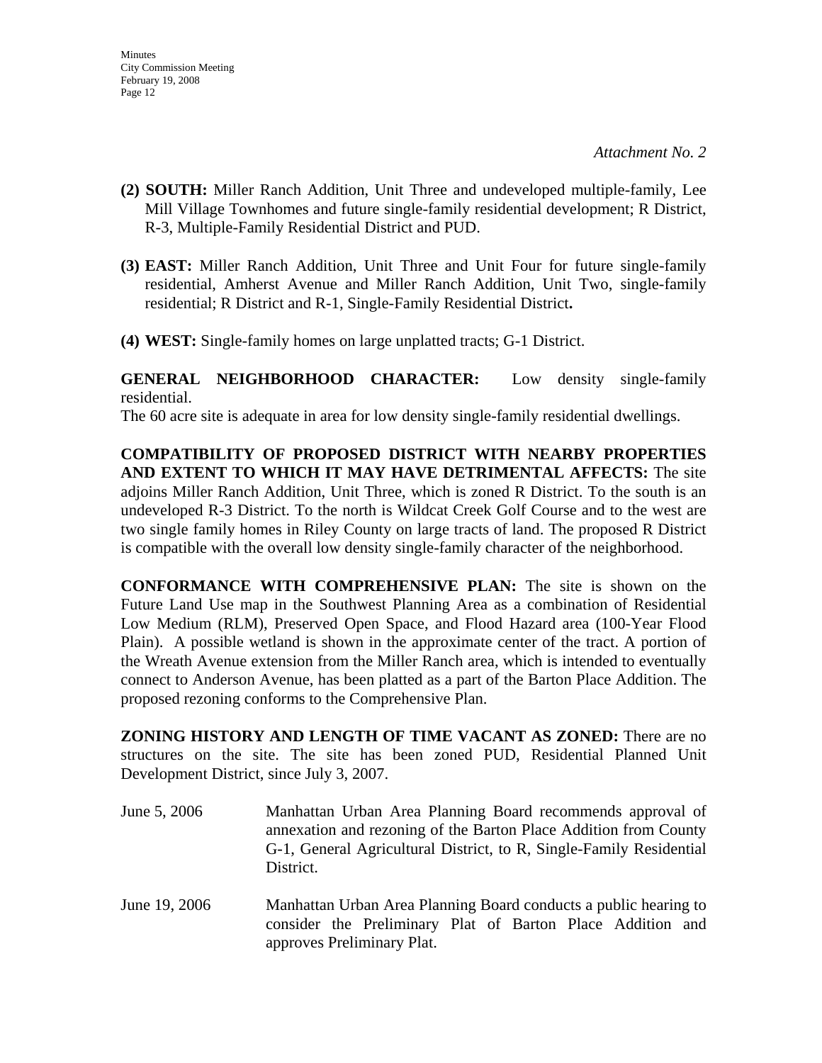*Attachment No. 2*

**(2) SOUTH:** Miller Ranch Addition, Unit Three and undeveloped multiple-family, Lee Mill Village Townhomes and future single-family residential development; R District, R-3, Multiple-Family Residential District and PUD.

**(3) EAST:** Miller Ranch Addition, Unit Three and Unit Four for future single-family residential, Amherst Avenue and Miller Ranch Addition, Unit Two, single-family residential; R District and R-1, Single-Family Residential District**.**

**(4) WEST:** Single-family homes on large unplatted tracts; G-1 District.

**GENERAL NEIGHBORHOOD CHARACTER:** Low density single-family residential.
The 60 acre site is adequate in area for low density single-family residential dwellings.

**COMPATIBILITY OF PROPOSED DISTRICT WITH NEARBY PROPERTIES AND EXTENT TO WHICH IT MAY HAVE DETRIMENTAL AFFECTS:** The site adjoins Miller Ranch Addition, Unit Three, which is zoned R District. To the south is an undeveloped R-3 District. To the north is Wildcat Creek Golf Course and to the west are two single family homes in Riley County on large tracts of land. The proposed R District is compatible with the overall low density single-family character of the neighborhood.

**CONFORMANCE WITH COMPREHENSIVE PLAN:** The site is shown on the Future Land Use map in the Southwest Planning Area as a combination of Residential Low Medium (RLM), Preserved Open Space, and Flood Hazard area (100-Year Flood Plain). A possible wetland is shown in the approximate center of the tract. A portion of the Wreath Avenue extension from the Miller Ranch area, which is intended to eventually connect to Anderson Avenue, has been platted as a part of the Barton Place Addition. The proposed rezoning conforms to the Comprehensive Plan.

**ZONING HISTORY AND LENGTH OF TIME VACANT AS ZONED:** There are no structures on the site. The site has been zoned PUD, Residential Planned Unit Development District, since July 3, 2007.

June 5, 2006 — Manhattan Urban Area Planning Board recommends approval of annexation and rezoning of the Barton Place Addition from County G-1, General Agricultural District, to R, Single-Family Residential District.

June 19, 2006 — Manhattan Urban Area Planning Board conducts a public hearing to consider the Preliminary Plat of Barton Place Addition and approves Preliminary Plat.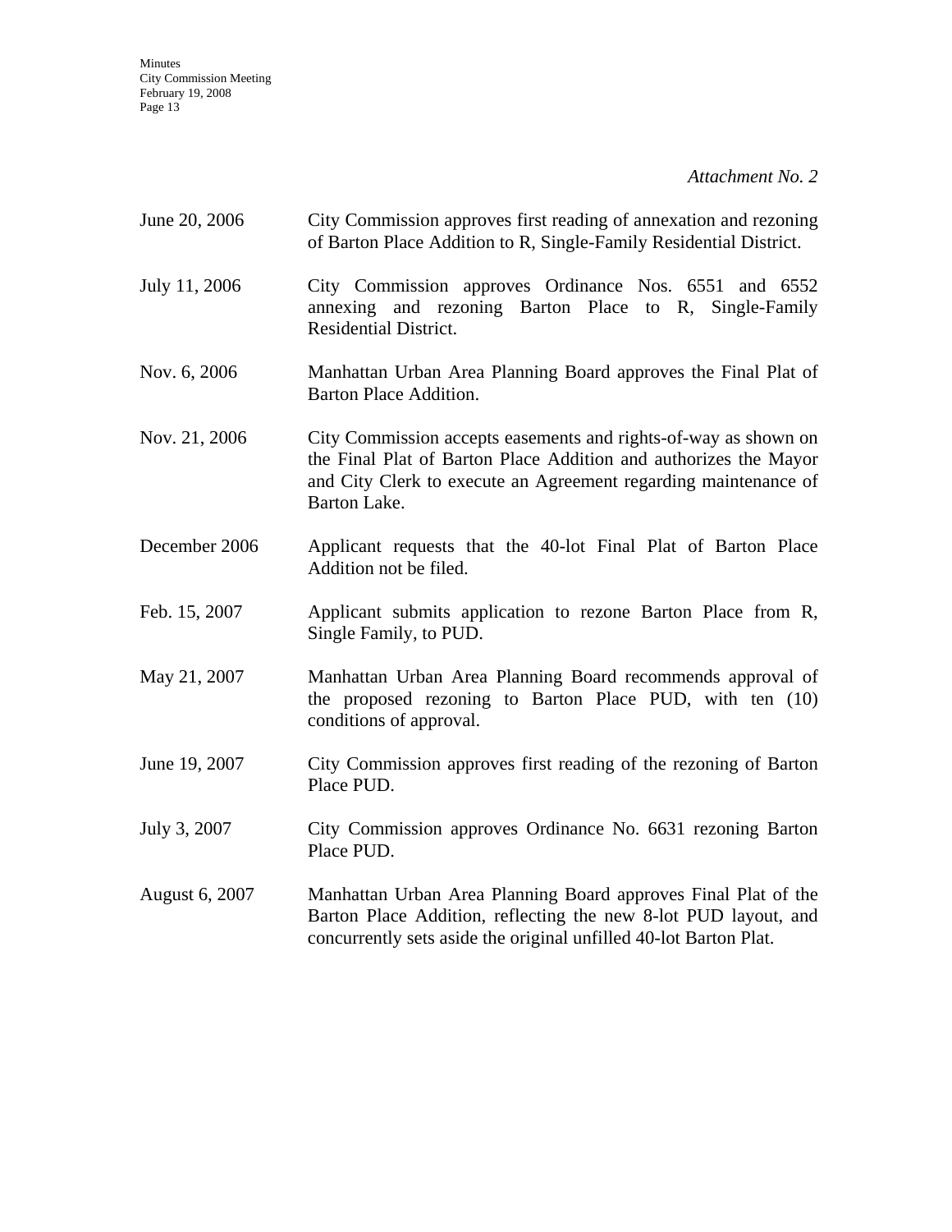*Attachment No. 2*

| | |
|---|---|
| June 20, 2006 | City Commission approves first reading of annexation and rezoning of Barton Place Addition to R, Single-Family Residential District. |
| July 11, 2006 | City Commission approves Ordinance Nos. 6551 and 6552 annexing and rezoning Barton Place to R, Single-Family Residential District. |
| Nov. 6, 2006 | Manhattan Urban Area Planning Board approves the Final Plat of Barton Place Addition. |
| Nov. 21, 2006 | City Commission accepts easements and rights-of-way as shown on the Final Plat of Barton Place Addition and authorizes the Mayor and City Clerk to execute an Agreement regarding maintenance of Barton Lake. |
| December 2006 | Applicant requests that the 40-lot Final Plat of Barton Place Addition not be filed. |
| Feb. 15, 2007 | Applicant submits application to rezone Barton Place from R, Single Family, to PUD. |
| May 21, 2007 | Manhattan Urban Area Planning Board recommends approval of the proposed rezoning to Barton Place PUD, with ten (10) conditions of approval. |
| June 19, 2007 | City Commission approves first reading of the rezoning of Barton Place PUD. |
| July 3, 2007 | City Commission approves Ordinance No. 6631 rezoning Barton Place PUD. |
| August 6, 2007 | Manhattan Urban Area Planning Board approves Final Plat of the Barton Place Addition, reflecting the new 8-lot PUD layout, and concurrently sets aside the original unfilled 40-lot Barton Plat. |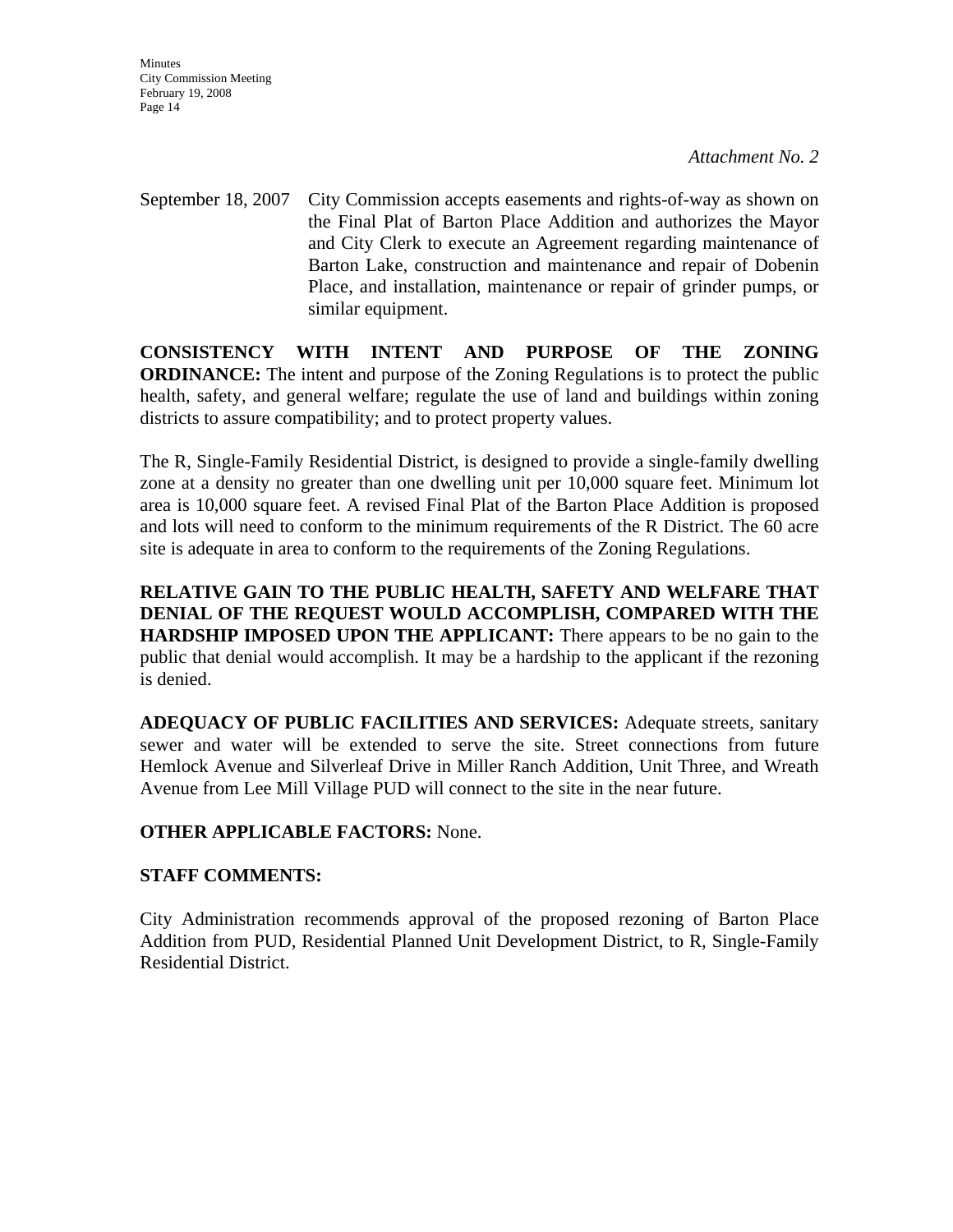*Attachment No. 2*

September 18, 2007 City Commission accepts easements and rights-of-way as shown on the Final Plat of Barton Place Addition and authorizes the Mayor and City Clerk to execute an Agreement regarding maintenance of Barton Lake, construction and maintenance and repair of Dobenin Place, and installation, maintenance or repair of grinder pumps, or similar equipment.

**CONSISTENCY WITH INTENT AND PURPOSE OF THE ZONING ORDINANCE:** The intent and purpose of the Zoning Regulations is to protect the public health, safety, and general welfare; regulate the use of land and buildings within zoning districts to assure compatibility; and to protect property values.

The R, Single-Family Residential District, is designed to provide a single-family dwelling zone at a density no greater than one dwelling unit per 10,000 square feet. Minimum lot area is 10,000 square feet. A revised Final Plat of the Barton Place Addition is proposed and lots will need to conform to the minimum requirements of the R District. The 60 acre site is adequate in area to conform to the requirements of the Zoning Regulations.

**RELATIVE GAIN TO THE PUBLIC HEALTH, SAFETY AND WELFARE THAT DENIAL OF THE REQUEST WOULD ACCOMPLISH, COMPARED WITH THE HARDSHIP IMPOSED UPON THE APPLICANT:** There appears to be no gain to the public that denial would accomplish. It may be a hardship to the applicant if the rezoning is denied.

**ADEQUACY OF PUBLIC FACILITIES AND SERVICES:** Adequate streets, sanitary sewer and water will be extended to serve the site. Street connections from future Hemlock Avenue and Silverleaf Drive in Miller Ranch Addition, Unit Three, and Wreath Avenue from Lee Mill Village PUD will connect to the site in the near future.

**OTHER APPLICABLE FACTORS:** None.

**STAFF COMMENTS:**

City Administration recommends approval of the proposed rezoning of Barton Place Addition from PUD, Residential Planned Unit Development District, to R, Single-Family Residential District.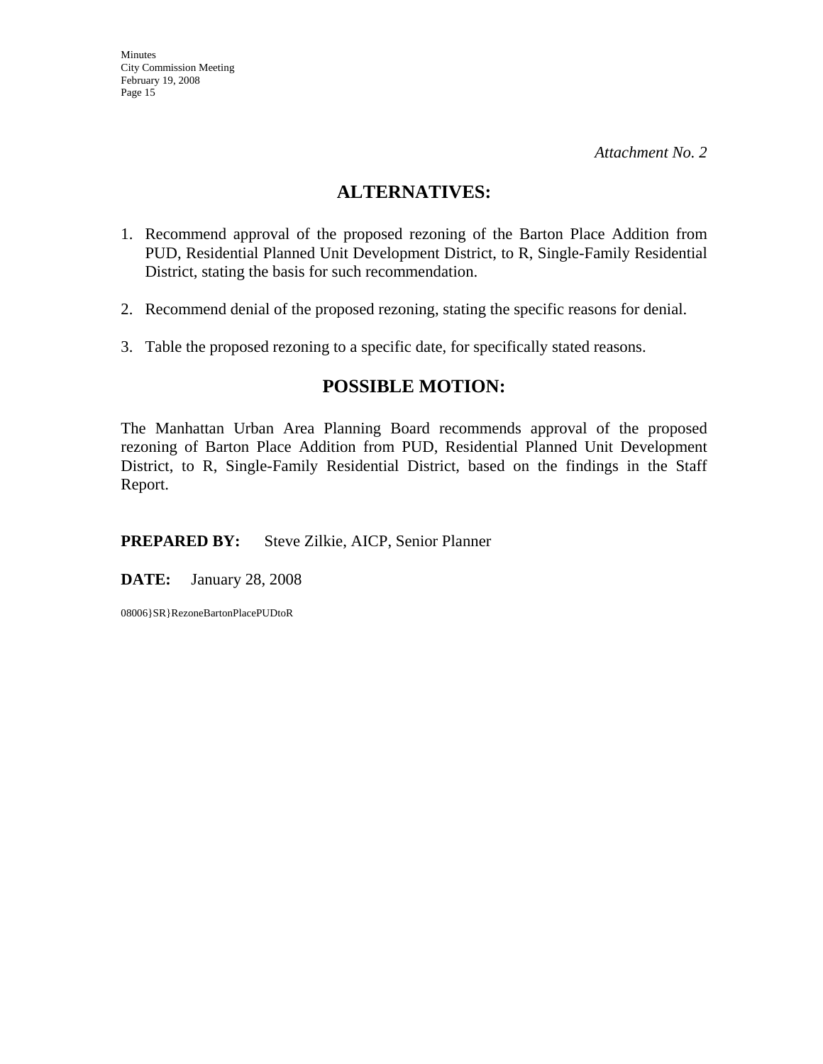*Attachment No. 2*

## ALTERNATIVES:

1. Recommend approval of the proposed rezoning of the Barton Place Addition from PUD, Residential Planned Unit Development District, to R, Single-Family Residential District, stating the basis for such recommendation.

2. Recommend denial of the proposed rezoning, stating the specific reasons for denial.

3. Table the proposed rezoning to a specific date, for specifically stated reasons.

## POSSIBLE MOTION:

The Manhattan Urban Area Planning Board recommends approval of the proposed rezoning of Barton Place Addition from PUD, Residential Planned Unit Development District, to R, Single-Family Residential District, based on the findings in the Staff Report.

**PREPARED BY:** Steve Zilkie, AICP, Senior Planner

**DATE:** January 28, 2008

08006}SR}RezoneBartonPlacePUDtoR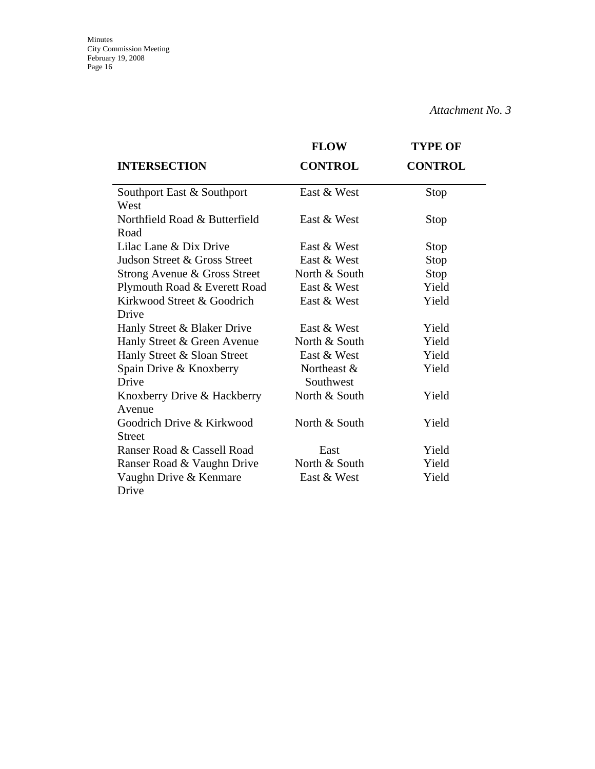*Attachment No. 3*

| INTERSECTION | FLOW CONTROL | TYPE OF CONTROL |
|---|---|---|
| Southport East & Southport West | East & West | Stop |
| Northfield Road & Butterfield Road | East & West | Stop |
| Lilac Lane & Dix Drive | East & West | Stop |
| Judson Street & Gross Street | East & West | Stop |
| Strong Avenue & Gross Street | North & South | Stop |
| Plymouth Road & Everett Road | East & West | Yield |
| Kirkwood Street & Goodrich Drive | East & West | Yield |
| Hanly Street & Blaker Drive | East & West | Yield |
| Hanly Street & Green Avenue | North & South | Yield |
| Hanly Street & Sloan Street | East & West | Yield |
| Spain Drive & Knoxberry Drive | Northeast & Southwest | Yield |
| Knoxberry Drive & Hackberry Avenue | North & South | Yield |
| Goodrich Drive & Kirkwood Street | North & South | Yield |
| Ranser Road & Cassell Road | East | Yield |
| Ranser Road & Vaughn Drive | North & South | Yield |
| Vaughn Drive & Kenmare Drive | East & West | Yield |